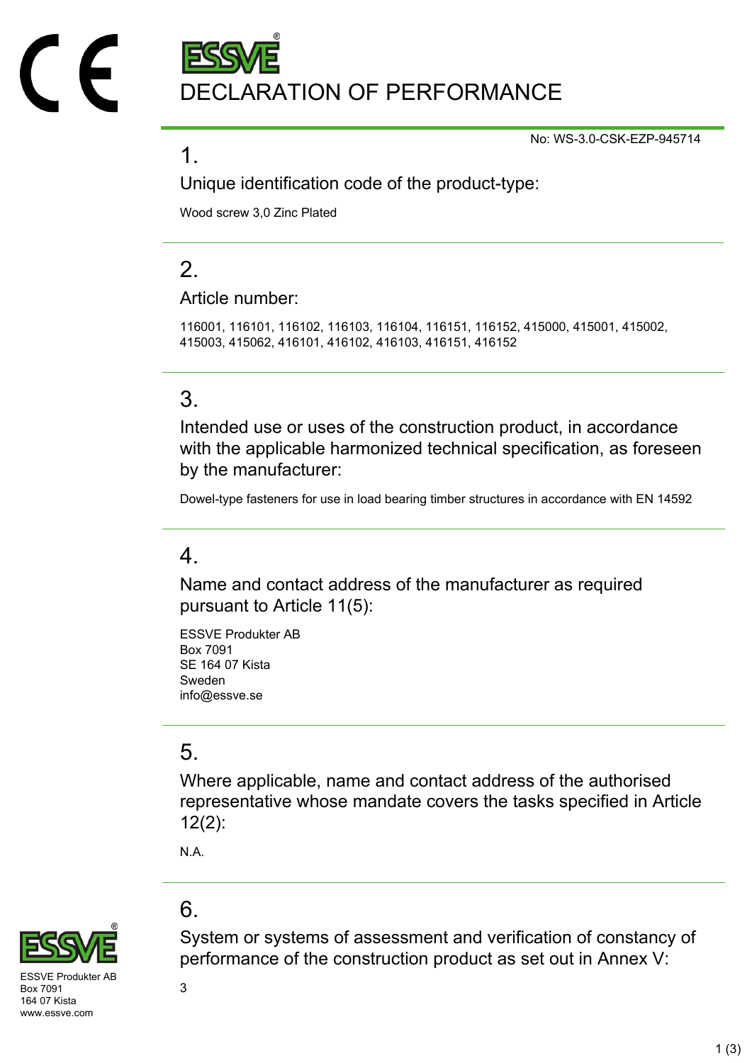# DECLARATION OF PERFORMANCE

No: WS-3.0-CSK-EZP-945714

## 1.

### Unique identification code of the product-type:

Wood screw 3,0 Zinc Plated

## 2.

### Article number:

116001, 116101, 116102, 116103, 116104, 116151, 116152, 415000, 415001, 415002, 415003, 415062, 416101, 416102, 416103, 416151, 416152

## 3.

### Intended use or uses of the construction product, in accordance with the applicable harmonized technical specification, as foreseen by the manufacturer:

Dowel-type fasteners for use in load bearing timber structures in accordance with EN 14592

## 4.

### Name and contact address of the manufacturer as required pursuant to Article 11(5):

ESSVE Produkter AB
Box 7091
SE 164 07 Kista
Sweden
info@essve.se

## 5.

### Where applicable, name and contact address of the authorised representative whose mandate covers the tasks specified in Article 12(2):

N.A.

## 6.

### System or systems of assessment and verification of constancy of performance of the construction product as set out in Annex V:

3

ESSVE Produkter AB
Box 7091
164 07 Kista
www.essve.com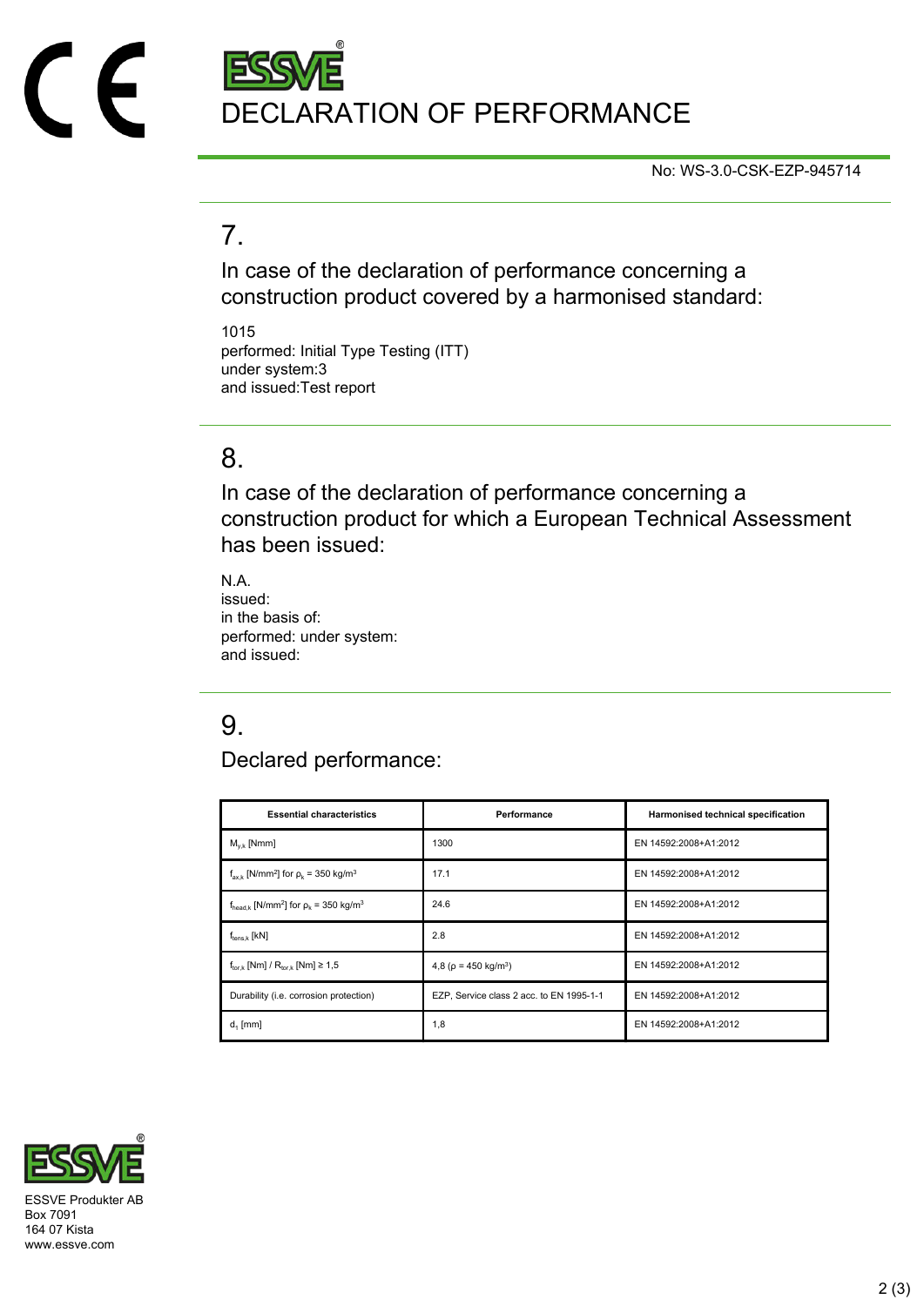# DECLARATION OF PERFORMANCE

No: WS-3.0-CSK-EZP-945714

## 7.

In case of the declaration of performance concerning a construction product covered by a harmonised standard:

1015
performed: Initial Type Testing (ITT)
under system:3
and issued:Test report

## 8.

In case of the declaration of performance concerning a construction product for which a European Technical Assessment has been issued:

N.A.
issued:
in the basis of:
performed: under system:
and issued:

## 9.

Declared performance:

| Essential characteristics | Performance | Harmonised technical specification |
|---|---|---|
| $M_{y,k}$ [Nmm] | 1300 | EN 14592:2008+A1:2012 |
| $f_{ax,k}$ [N/mm$^2$] for $\rho_k$ = 350 kg/m$^3$ | 17.1 | EN 14592:2008+A1:2012 |
| $f_{head,k}$ [N/mm$^2$] for $\rho_k$ = 350 kg/m$^3$ | 24.6 | EN 14592:2008+A1:2012 |
| $f_{tens,k}$ [kN] | 2.8 | EN 14592:2008+A1:2012 |
| $f_{tor,k}$ [Nm] / $R_{tor,k}$ [Nm] ≥ 1,5 | 4,8 ($\rho$ = 450 kg/m$^3$) | EN 14592:2008+A1:2012 |
| Durability (i.e. corrosion protection) | EZP, Service class 2 acc. to EN 1995-1-1 | EN 14592:2008+A1:2012 |
| $d_1$ [mm] | 1,8 | EN 14592:2008+A1:2012 |

ESSVE Produkter AB
Box 7091
164 07 Kista
www.essve.com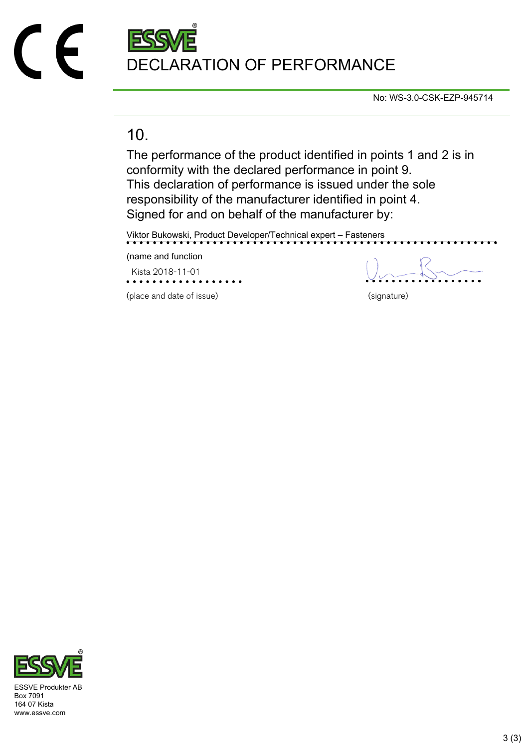# DECLARATION OF PERFORMANCE

No: WS-3.0-CSK-EZP-945714

## 10.

The performance of the product identified in points 1 and 2 is in conformity with the declared performance in point 9.
This declaration of performance is issued under the sole responsibility of the manufacturer identified in point 4.
Signed for and on behalf of the manufacturer by:

Viktor Bukowski, Product Developer/Technical expert – Fasteners

(name and function

Kista 2018-11-01

(place and date of issue)

(signature)

ESSVE Produkter AB
Box 7091
164 07 Kista
www.essve.com